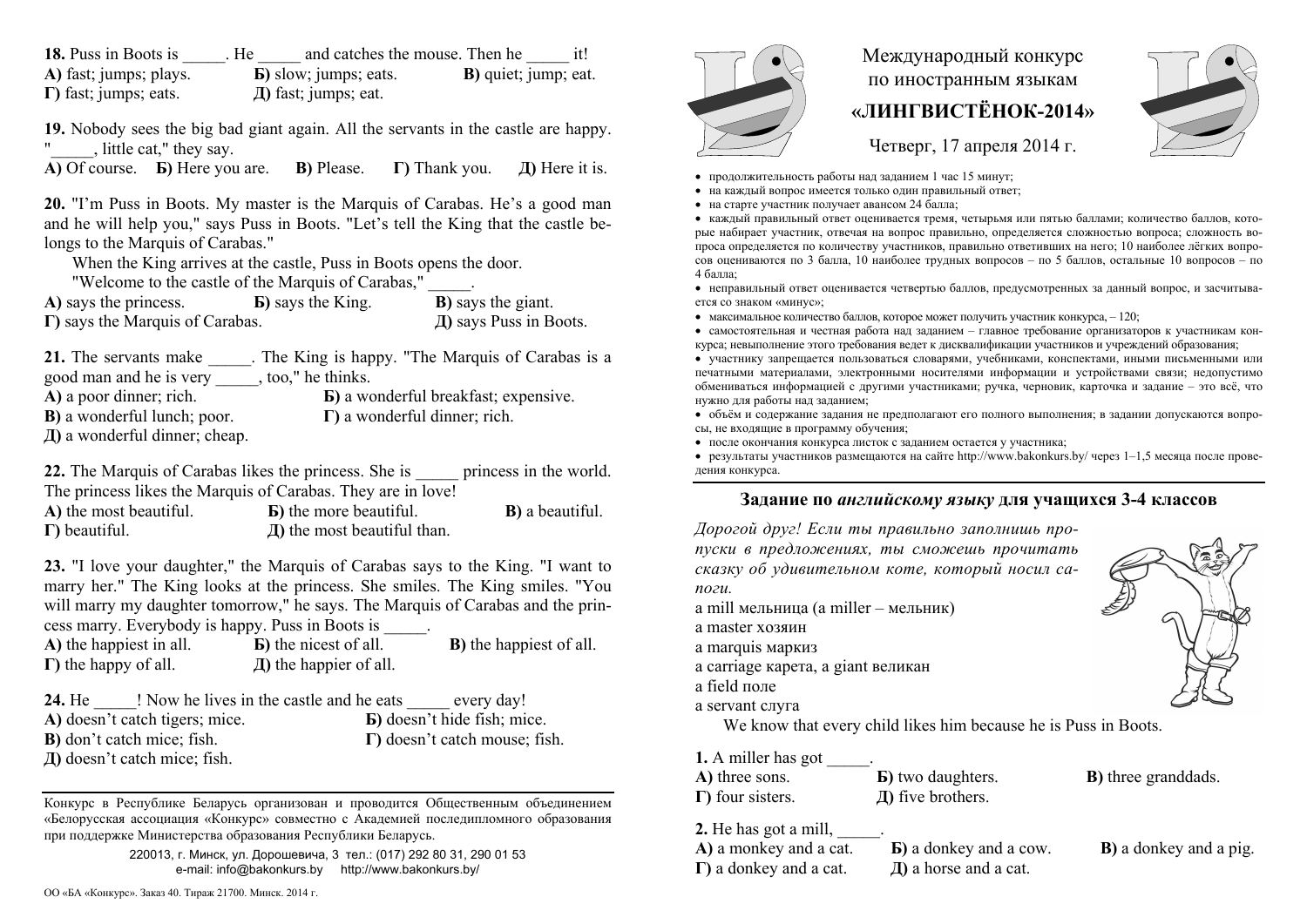# Международный конкурс по иностранным языкам «ЛИНГВИСТЁНОК-2014»

Четверг, 17 апреля 2014 г.

- продолжительность работы над заданием 1 час 15 минут;
- на каждый вопрос имеется только один правильный ответ;
- на старте участник получает авансом 24 балла;
- каждый правильный ответ оценивается тремя, четырьмя или пятью баллами; количество баллов, которые набирает участник, отвечая на вопрос правильно, определяется сложностью вопроса; сложность вопроса определяется по количеству участников, правильно ответивших на него; 10 наиболее лёгких вопросов оцениваются по 3 балла, 10 наиболее трудных вопросов – по 5 баллов, остальные 10 вопросов – по 4 балла;
- неправильный ответ оценивается четвертью баллов, предусмотренных за данный вопрос, и засчитывается со знаком «минус»;
- максимальное количество баллов, которое может получить участник конкурса, – 120;
- самостоятельная и честная работа над заданием – главное требование организаторов к участникам конкурса; невыполнение этого требования ведет к дисквалификации участников и учреждений образования;
- участнику запрещается пользоваться словарями, учебниками, конспектами, иными письменными или печатными материалами, электронными носителями информации и устройствами связи; недопустимо обмениваться информацией с другими участниками; ручка, черновик, карточка и задание – это всё, что нужно для работы над заданием;
- объём и содержание задания не предполагают его полного выполнения; в задании допускаются вопросы, не входящие в программу обучения;
- после окончания конкурса листок с заданием остается у участника;
- результаты участников размещаются на сайте http://www.bakonkurs.by/ через 1–1,5 месяца после проведения конкурса.

## Задание по *английскому языку* для учащихся 3-4 классов

*Дорогой друг! Если ты правильно заполнишь пропуски в предложениях, ты сможешь прочитать сказку об удивительном коте, который носил сапоги.*

a mill мельница (a miller – мельник)
a master хозяин
a marquis маркиз
a carriage карета, a giant великан
a field поле
a servant слуга

We know that every child likes him because he is Puss in Boots.

**1.** A miller has got _____.
**А)** three sons. **Б)** two daughters. **В)** three granddads.
**Г)** four sisters. **Д)** five brothers.

**2.** He has got a mill, _____.
**А)** a monkey and a cat. **Б)** a donkey and a cow. **В)** a donkey and a pig.
**Г)** a donkey and a cat. **Д)** a horse and a cat.

**18.** Puss in Boots is _____. He _____ and catches the mouse. Then he _____ it!
**А)** fast; jumps; plays. **Б)** slow; jumps; eats. **В)** quiet; jump; eat.
**Г)** fast; jumps; eats. **Д)** fast; jumps; eat.

**19.** Nobody sees the big bad giant again. All the servants in the castle are happy. "_____, little cat," they say.
**А)** Of course. **Б)** Here you are. **В)** Please. **Г)** Thank you. **Д)** Here it is.

**20.** "I'm Puss in Boots. My master is the Marquis of Carabas. He's a good man and he will help you," says Puss in Boots. "Let's tell the King that the castle belongs to the Marquis of Carabas."

When the King arrives at the castle, Puss in Boots opens the door.

"Welcome to the castle of the Marquis of Carabas," _____.
**А)** says the princess. **Б)** says the King. **В)** says the giant.
**Г)** says the Marquis of Carabas. **Д)** says Puss in Boots.

**21.** The servants make _____. The King is happy. "The Marquis of Carabas is a good man and he is very _____, too," he thinks.
**А)** a poor dinner; rich. **Б)** a wonderful breakfast; expensive.
**В)** a wonderful lunch; poor. **Г)** a wonderful dinner; rich.
**Д)** a wonderful dinner; cheap.

**22.** The Marquis of Carabas likes the princess. She is _____ princess in the world. The princess likes the Marquis of Carabas. They are in love!
**А)** the most beautiful. **Б)** the more beautiful. **В)** a beautiful.
**Г)** beautiful. **Д)** the most beautiful than.

**23.** "I love your daughter," the Marquis of Carabas says to the King. "I want to marry her." The King looks at the princess. She smiles. The King smiles. "You will marry my daughter tomorrow," he says. The Marquis of Carabas and the princess marry. Everybody is happy. Puss in Boots is _____.
**А)** the happiest in all. **Б)** the nicest of all. **В)** the happiest of all.
**Г)** the happy of all. **Д)** the happier of all.

**24.** He _____! Now he lives in the castle and he eats _____ every day!
**А)** doesn't catch tigers; mice. **Б)** doesn't hide fish; mice.
**В)** don't catch mice; fish. **Г)** doesn't catch mouse; fish.
**Д)** doesn't catch mice; fish.

Конкурс в Республике Беларусь организован и проводится Общественным объединением «Белорусская ассоциация «Конкурс» совместно с Академией последипломного образования при поддержке Министерства образования Республики Беларусь.

220013, г. Минск, ул. Дорошевича, 3 тел.: (017) 292 80 31, 290 01 53
e-mail: info@bakonkurs.by http://www.bakonkurs.by/

ОО «БА «Конкурс». Заказ 40. Тираж 21700. Минск. 2014 г.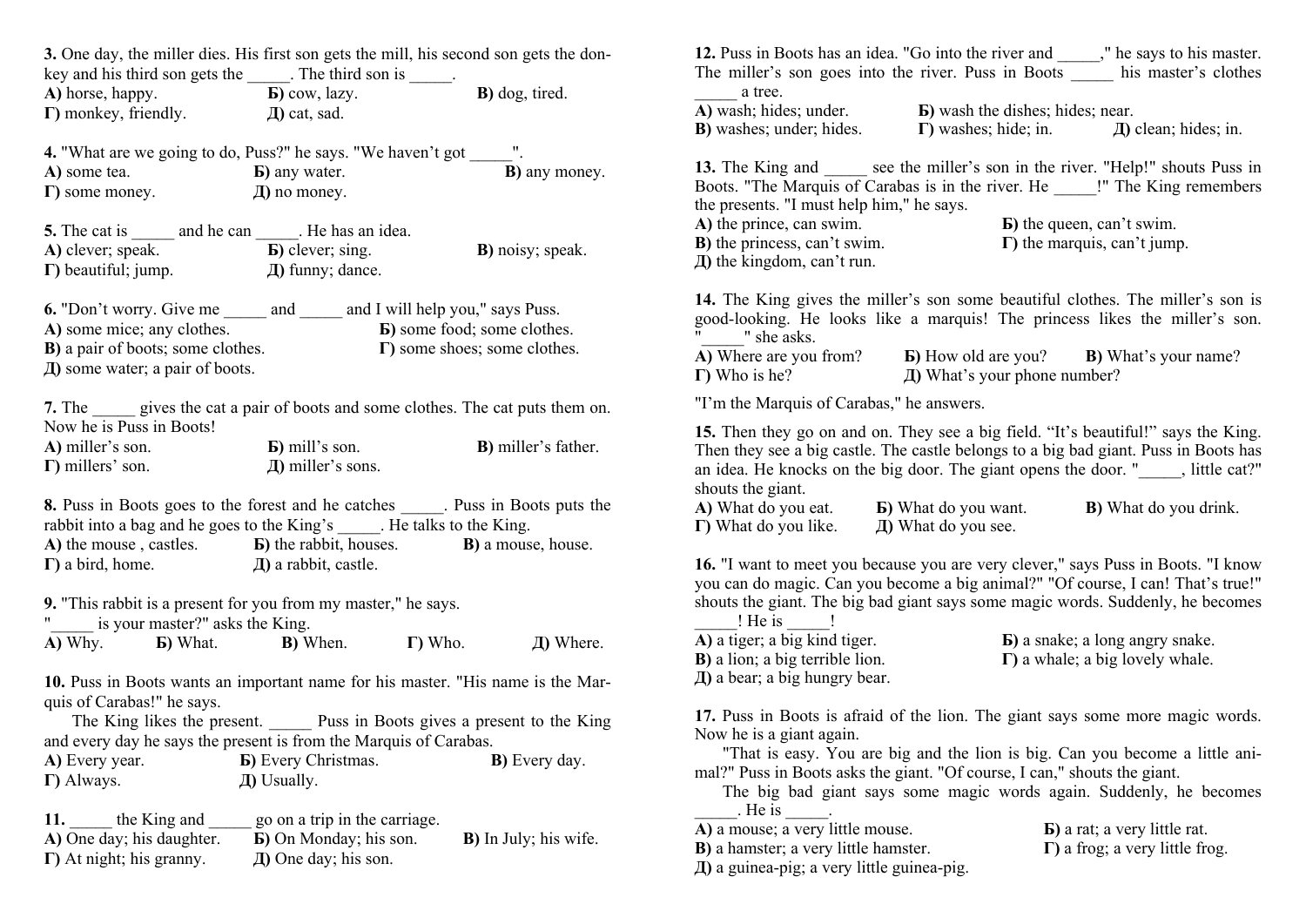**3.** One day, the miller dies. His first son gets the mill, his second son gets the donkey and his third son gets the _____. The third son is _____.

**А)** horse, happy. **Б)** cow, lazy. **В)** dog, tired.
**Г)** monkey, friendly. **Д)** cat, sad.

**4.** "What are we going to do, Puss?" he says. "We haven't got _____".

**А)** some tea. **Б)** any water. **В)** any money.
**Г)** some money. **Д)** no money.

**5.** The cat is _____ and he can _____. He has an idea.

**А)** clever; speak. **Б)** clever; sing. **В)** noisy; speak.
**Г)** beautiful; jump. **Д)** funny; dance.

**6.** "Don't worry. Give me _____ and _____ and I will help you," says Puss.

**А)** some mice; any clothes. **Б)** some food; some clothes.
**В)** a pair of boots; some clothes. **Г)** some shoes; some clothes.
**Д)** some water; a pair of boots.

**7.** The _____ gives the cat a pair of boots and some clothes. The cat puts them on. Now he is Puss in Boots!

**А)** miller's son. **Б)** mill's son. **В)** miller's father.
**Г)** millers' son. **Д)** miller's sons.

**8.** Puss in Boots goes to the forest and he catches _____. Puss in Boots puts the rabbit into a bag and he goes to the King's _____. He talks to the King.

**А)** the mouse , castles. **Б)** the rabbit, houses. **В)** a mouse, house.
**Г)** a bird, home. **Д)** a rabbit, castle.

**9.** "This rabbit is a present for you from my master," he says.
"_____ is your master?" asks the King.

**А)** Why. **Б)** What. **В)** When. **Г)** Who. **Д)** Where.

**10.** Puss in Boots wants an important name for his master. "His name is the Marquis of Carabas!" he says.

The King likes the present. _____ Puss in Boots gives a present to the King and every day he says the present is from the Marquis of Carabas.

**А)** Every year. **Б)** Every Christmas. **В)** Every day.
**Г)** Always. **Д)** Usually.

**11.** _____ the King and _____ go on a trip in the carriage.

**А)** One day; his daughter. **Б)** On Monday; his son. **В)** In July; his wife.
**Г)** At night; his granny. **Д)** One day; his son.

**12.** Puss in Boots has an idea. "Go into the river and _____," he says to his master. The miller's son goes into the river. Puss in Boots _____ his master's clothes _____ a tree.

**А)** wash; hides; under. **Б)** wash the dishes; hides; near.
**В)** washes; under; hides. **Г)** washes; hide; in. **Д)** clean; hides; in.

**13.** The King and _____ see the miller's son in the river. "Help!" shouts Puss in Boots. "The Marquis of Carabas is in the river. He _____!" The King remembers the presents. "I must help him," he says.

**А)** the prince, can swim. **Б)** the queen, can't swim.
**В)** the princess, can't swim. **Г)** the marquis, can't jump.
**Д)** the kingdom, can't run.

**14.** The King gives the miller's son some beautiful clothes. The miller's son is good-looking. He looks like a marquis! The princess likes the miller's son. "_____" she asks.

**А)** Where are you from? **Б)** How old are you? **В)** What's your name?
**Г)** Who is he? **Д)** What's your phone number?

"I'm the Marquis of Carabas," he answers.

**15.** Then they go on and on. They see a big field. "It's beautiful!" says the King. Then they see a big castle. The castle belongs to a big bad giant. Puss in Boots has an idea. He knocks on the big door. The giant opens the door. "_____, little cat?" shouts the giant.

**А)** What do you eat. **Б)** What do you want. **В)** What do you drink.
**Г)** What do you like. **Д)** What do you see.

**16.** "I want to meet you because you are very clever," says Puss in Boots. "I know you can do magic. Can you become a big animal?" "Of course, I can! That's true!" shouts the giant. The big bad giant says some magic words. Suddenly, he becomes _____! He is _____!

**А)** a tiger; a big kind tiger. **Б)** a snake; a long angry snake.
**В)** a lion; a big terrible lion. **Г)** a whale; a big lovely whale.
**Д)** a bear; a big hungry bear.

**17.** Puss in Boots is afraid of the lion. The giant says some more magic words. Now he is a giant again.

"That is easy. You are big and the lion is big. Can you become a little animal?" Puss in Boots asks the giant. "Of course, I can," shouts the giant.

The big bad giant says some magic words again. Suddenly, he becomes _____. He is _____.

**А)** a mouse; a very little mouse. **Б)** a rat; a very little rat.
**В)** a hamster; a very little hamster. **Г)** a frog; a very little frog.
**Д)** a guinea-pig; a very little guinea-pig.